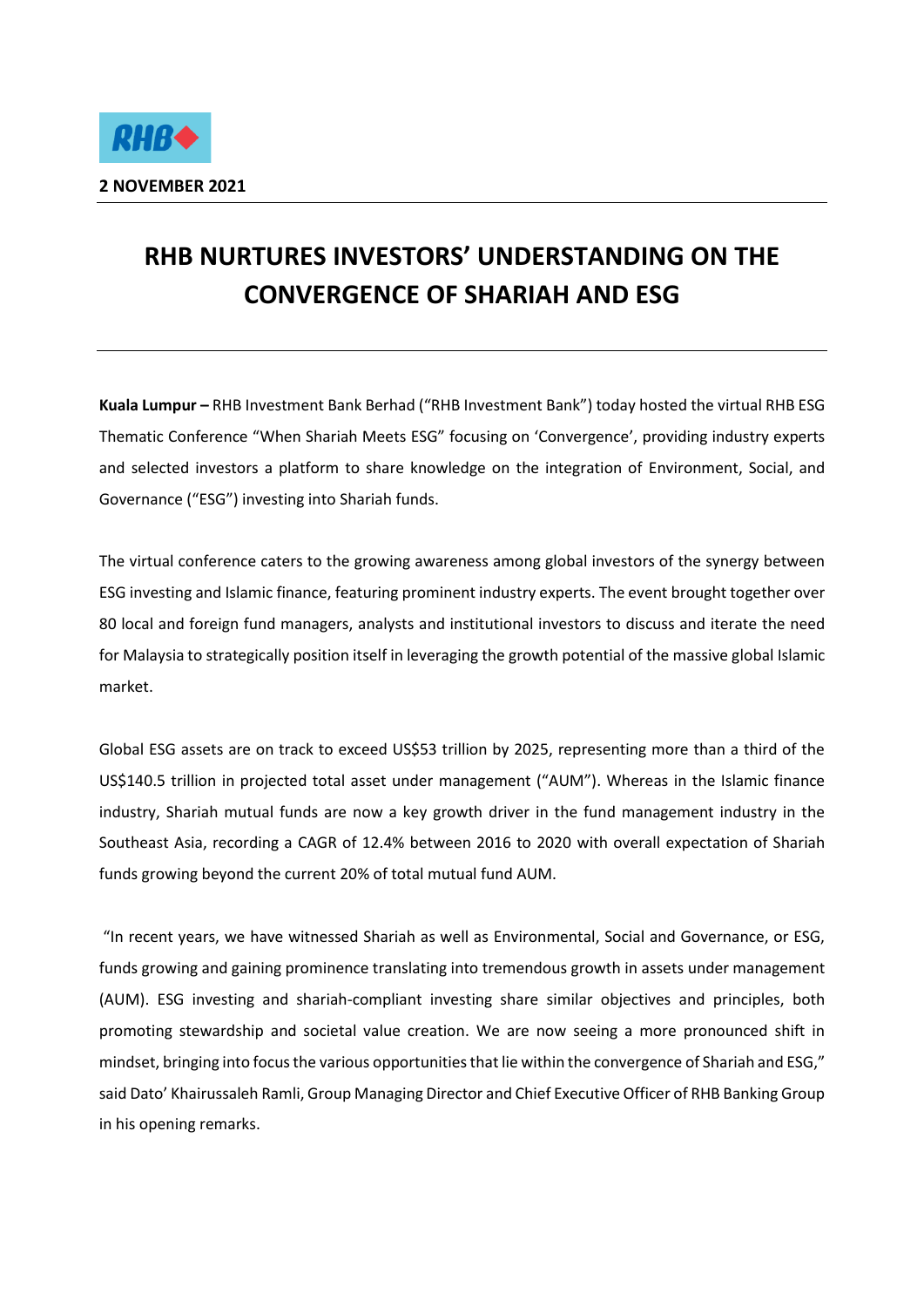RHB

**2 NOVEMBER 2021**

# RHB NURTURES INVESTORS' UNDERSTANDING ON THE CONVERGENCE OF SHARIAH AND ESG

**Kuala Lumpur –** RHB Investment Bank Berhad ("RHB Investment Bank") today hosted the virtual RHB ESG Thematic Conference "When Shariah Meets ESG" focusing on 'Convergence', providing industry experts and selected investors a platform to share knowledge on the integration of Environment, Social, and Governance ("ESG") investing into Shariah funds.

The virtual conference caters to the growing awareness among global investors of the synergy between ESG investing and Islamic finance, featuring prominent industry experts. The event brought together over 80 local and foreign fund managers, analysts and institutional investors to discuss and iterate the need for Malaysia to strategically position itself in leveraging the growth potential of the massive global Islamic market.

Global ESG assets are on track to exceed US$53 trillion by 2025, representing more than a third of the US$140.5 trillion in projected total asset under management ("AUM"). Whereas in the Islamic finance industry, Shariah mutual funds are now a key growth driver in the fund management industry in the Southeast Asia, recording a CAGR of 12.4% between 2016 to 2020 with overall expectation of Shariah funds growing beyond the current 20% of total mutual fund AUM.

"In recent years, we have witnessed Shariah as well as Environmental, Social and Governance, or ESG, funds growing and gaining prominence translating into tremendous growth in assets under management (AUM). ESG investing and shariah-compliant investing share similar objectives and principles, both promoting stewardship and societal value creation. We are now seeing a more pronounced shift in mindset, bringing into focus the various opportunities that lie within the convergence of Shariah and ESG," said Dato' Khairussaleh Ramli, Group Managing Director and Chief Executive Officer of RHB Banking Group in his opening remarks.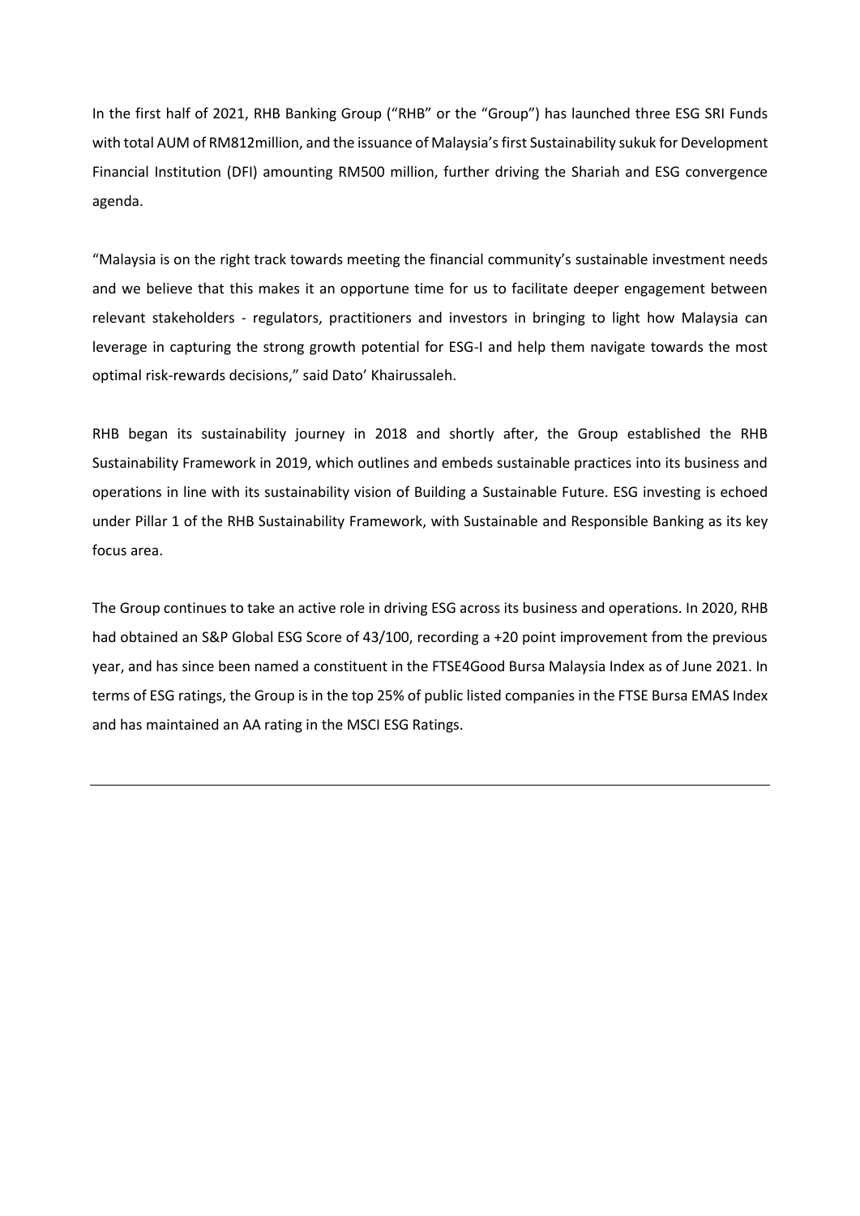In the first half of 2021, RHB Banking Group ("RHB" or the "Group") has launched three ESG SRI Funds with total AUM of RM812million, and the issuance of Malaysia's first Sustainability sukuk for Development Financial Institution (DFI) amounting RM500 million, further driving the Shariah and ESG convergence agenda.

"Malaysia is on the right track towards meeting the financial community's sustainable investment needs and we believe that this makes it an opportune time for us to facilitate deeper engagement between relevant stakeholders - regulators, practitioners and investors in bringing to light how Malaysia can leverage in capturing the strong growth potential for ESG-I and help them navigate towards the most optimal risk-rewards decisions," said Dato' Khairussaleh.

RHB began its sustainability journey in 2018 and shortly after, the Group established the RHB Sustainability Framework in 2019, which outlines and embeds sustainable practices into its business and operations in line with its sustainability vision of Building a Sustainable Future. ESG investing is echoed under Pillar 1 of the RHB Sustainability Framework, with Sustainable and Responsible Banking as its key focus area.

The Group continues to take an active role in driving ESG across its business and operations. In 2020, RHB had obtained an S&P Global ESG Score of 43/100, recording a +20 point improvement from the previous year, and has since been named a constituent in the FTSE4Good Bursa Malaysia Index as of June 2021. In terms of ESG ratings, the Group is in the top 25% of public listed companies in the FTSE Bursa EMAS Index and has maintained an AA rating in the MSCI ESG Ratings.

---